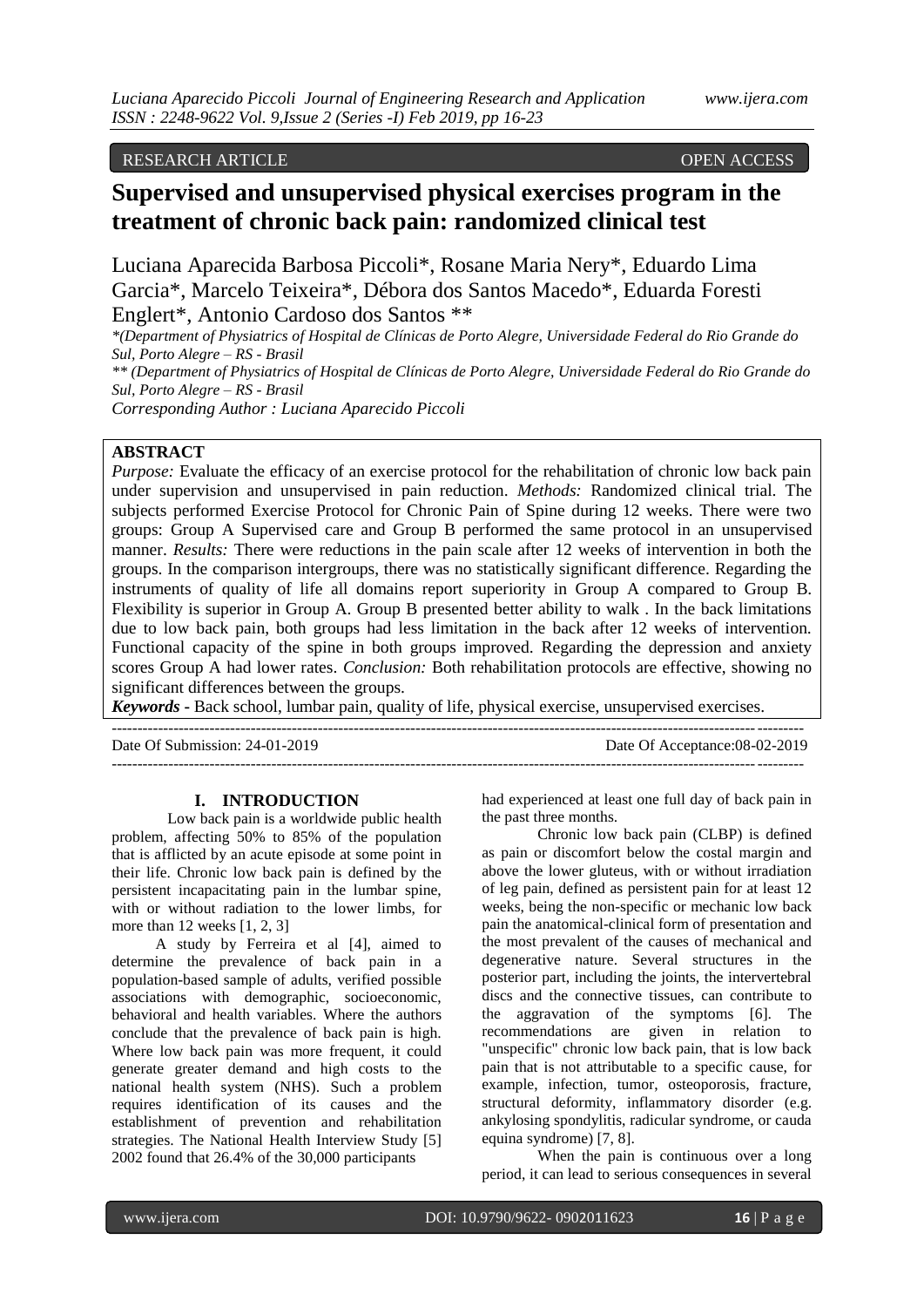RESEARCH ARTICLE OPEN ACCESS

# Supervised and unsupervised physical exercises program in the treatment of chronic back pain: randomized clinical test

Luciana Aparecida Barbosa Piccoli*, Rosane Maria Nery*, Eduardo Lima Garcia*, Marcelo Teixeira*, Débora dos Santos Macedo*, Eduarda Foresti Englert*, Antonio Cardoso dos Santos **

*(Department of Physiatrics of Hospital de Clínicas de Porto Alegre, Universidade Federal do Rio Grande do Sul, Porto Alegre – RS - Brasil

** (Department of Physiatrics of Hospital de Clínicas de Porto Alegre, Universidade Federal do Rio Grande do Sul, Porto Alegre – RS - Brasil

*Corresponding Author : Luciana Aparecido Piccoli*

## ABSTRACT

*Purpose:* Evaluate the efficacy of an exercise protocol for the rehabilitation of chronic low back pain under supervision and unsupervised in pain reduction. *Methods:* Randomized clinical trial. The subjects performed Exercise Protocol for Chronic Pain of Spine during 12 weeks. There were two groups: Group A Supervised care and Group B performed the same protocol in an unsupervised manner. *Results:* There were reductions in the pain scale after 12 weeks of intervention in both the groups. In the comparison intergroups, there was no statistically significant difference. Regarding the instruments of quality of life all domains report superiority in Group A compared to Group B. Flexibility is superior in Group A. Group B presented better ability to walk . In the back limitations due to low back pain, both groups had less limitation in the back after 12 weeks of intervention. Functional capacity of the spine in both groups improved. Regarding the depression and anxiety scores Group A had lower rates. *Conclusion:* Both rehabilitation protocols are effective, showing no significant differences between the groups.

***Keywords* -** Back school, lumbar pain, quality of life, physical exercise, unsupervised exercises.

Date Of Submission: 24-01-2019 Date Of Acceptance:08-02-2019

## I. INTRODUCTION

Low back pain is a worldwide public health problem, affecting 50% to 85% of the population that is afflicted by an acute episode at some point in their life. Chronic low back pain is defined by the persistent incapacitating pain in the lumbar spine, with or without radiation to the lower limbs, for more than 12 weeks [1, 2, 3]

A study by Ferreira et al [4], aimed to determine the prevalence of back pain in a population-based sample of adults, verified possible associations with demographic, socioeconomic, behavioral and health variables. Where the authors conclude that the prevalence of back pain is high. Where low back pain was more frequent, it could generate greater demand and high costs to the national health system (NHS). Such a problem requires identification of its causes and the establishment of prevention and rehabilitation strategies. The National Health Interview Study [5] 2002 found that 26.4% of the 30,000 participants had experienced at least one full day of back pain in the past three months.

Chronic low back pain (CLBP) is defined as pain or discomfort below the costal margin and above the lower gluteus, with or without irradiation of leg pain, defined as persistent pain for at least 12 weeks, being the non-specific or mechanic low back pain the anatomical-clinical form of presentation and the most prevalent of the causes of mechanical and degenerative nature. Several structures in the posterior part, including the joints, the intervertebral discs and the connective tissues, can contribute to the aggravation of the symptoms [6]. The recommendations are given in relation to "unspecific" chronic low back pain, that is low back pain that is not attributable to a specific cause, for example, infection, tumor, osteoporosis, fracture, structural deformity, inflammatory disorder (e.g. ankylosing spondylitis, radicular syndrome, or cauda equina syndrome) [7, 8].

When the pain is continuous over a long period, it can lead to serious consequences in several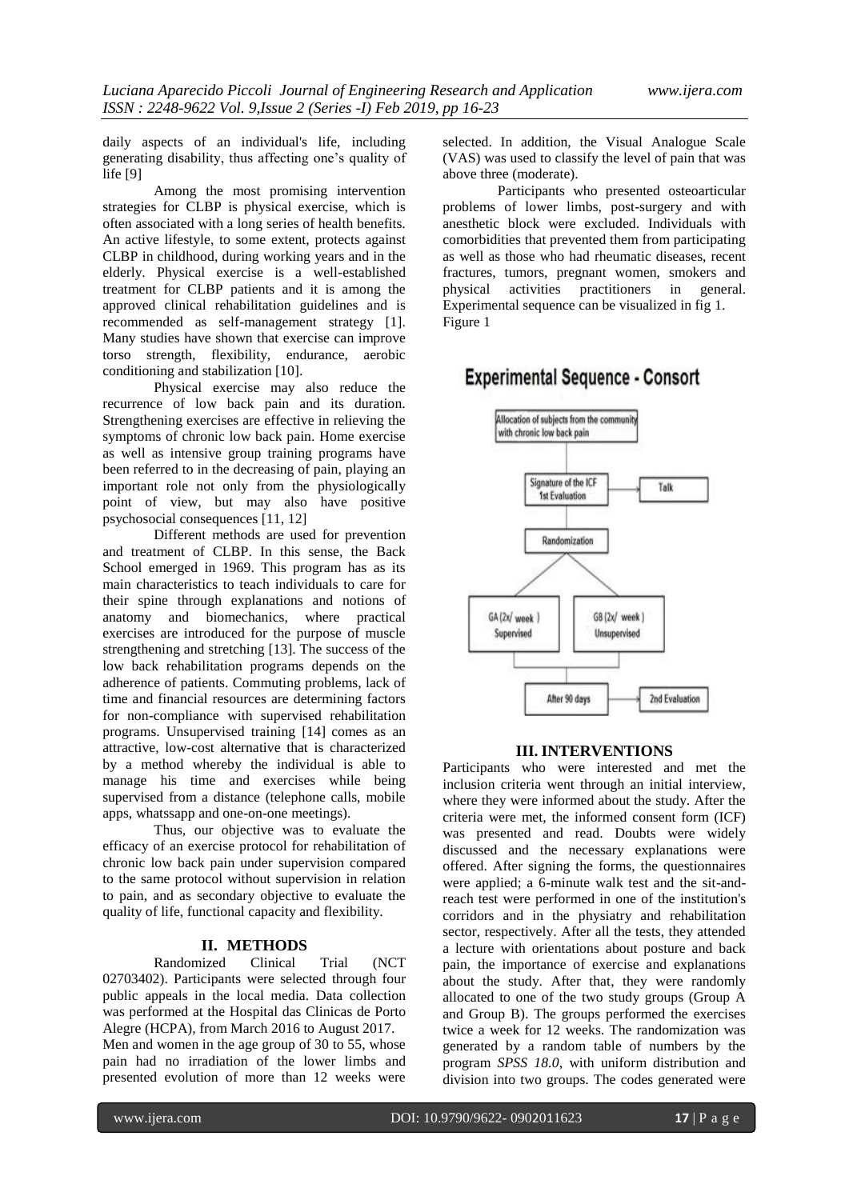daily aspects of an individual's life, including generating disability, thus affecting one's quality of life [9]

Among the most promising intervention strategies for CLBP is physical exercise, which is often associated with a long series of health benefits. An active lifestyle, to some extent, protects against CLBP in childhood, during working years and in the elderly. Physical exercise is a well-established treatment for CLBP patients and it is among the approved clinical rehabilitation guidelines and is recommended as self-management strategy [1]. Many studies have shown that exercise can improve torso strength, flexibility, endurance, aerobic conditioning and stabilization [10].

Physical exercise may also reduce the recurrence of low back pain and its duration. Strengthening exercises are effective in relieving the symptoms of chronic low back pain. Home exercise as well as intensive group training programs have been referred to in the decreasing of pain, playing an important role not only from the physiologically point of view, but may also have positive psychosocial consequences [11, 12]

Different methods are used for prevention and treatment of CLBP. In this sense, the Back School emerged in 1969. This program has as its main characteristics to teach individuals to care for their spine through explanations and notions of anatomy and biomechanics, where practical exercises are introduced for the purpose of muscle strengthening and stretching [13]. The success of the low back rehabilitation programs depends on the adherence of patients. Commuting problems, lack of time and financial resources are determining factors for non-compliance with supervised rehabilitation programs. Unsupervised training [14] comes as an attractive, low-cost alternative that is characterized by a method whereby the individual is able to manage his time and exercises while being supervised from a distance (telephone calls, mobile apps, whatssapp and one-on-one meetings).

Thus, our objective was to evaluate the efficacy of an exercise protocol for rehabilitation of chronic low back pain under supervision compared to the same protocol without supervision in relation to pain, and as secondary objective to evaluate the quality of life, functional capacity and flexibility.

## II. METHODS

Randomized Clinical Trial (NCT 02703402). Participants were selected through four public appeals in the local media. Data collection was performed at the Hospital das Clinicas de Porto Alegre (HCPA), from March 2016 to August 2017.

Men and women in the age group of 30 to 55, whose pain had no irradiation of the lower limbs and presented evolution of more than 12 weeks were selected. In addition, the Visual Analogue Scale (VAS) was used to classify the level of pain that was above three (moderate).

Participants who presented osteoarticular problems of lower limbs, post-surgery and with anesthetic block were excluded. Individuals with comorbidities that prevented them from participating as well as those who had rheumatic diseases, recent fractures, tumors, pregnant women, smokers and physical activities practitioners in general. Experimental sequence can be visualized in fig 1.

Figure 1

**Experimental Sequence - Consort**

Allocation of subjects from the community with chronic low back pain → Signature of the ICF 1st Evaluation (→ Talk) → Randomization → GA (2x/ week) Supervised / GB (2x/ week) Unsupervised → After 90 days → 2nd Evaluation

## III. INTERVENTIONS

Participants who were interested and met the inclusion criteria went through an initial interview, where they were informed about the study. After the criteria were met, the informed consent form (ICF) was presented and read. Doubts were widely discussed and the necessary explanations were offered. After signing the forms, the questionnaires were applied; a 6-minute walk test and the sit-and-reach test were performed in one of the institution's corridors and in the physiatry and rehabilitation sector, respectively. After all the tests, they attended a lecture with orientations about posture and back pain, the importance of exercise and explanations about the study. After that, they were randomly allocated to one of the two study groups (Group A and Group B). The groups performed the exercises twice a week for 12 weeks. The randomization was generated by a random table of numbers by the program *SPSS 18.0*, with uniform distribution and division into two groups. The codes generated were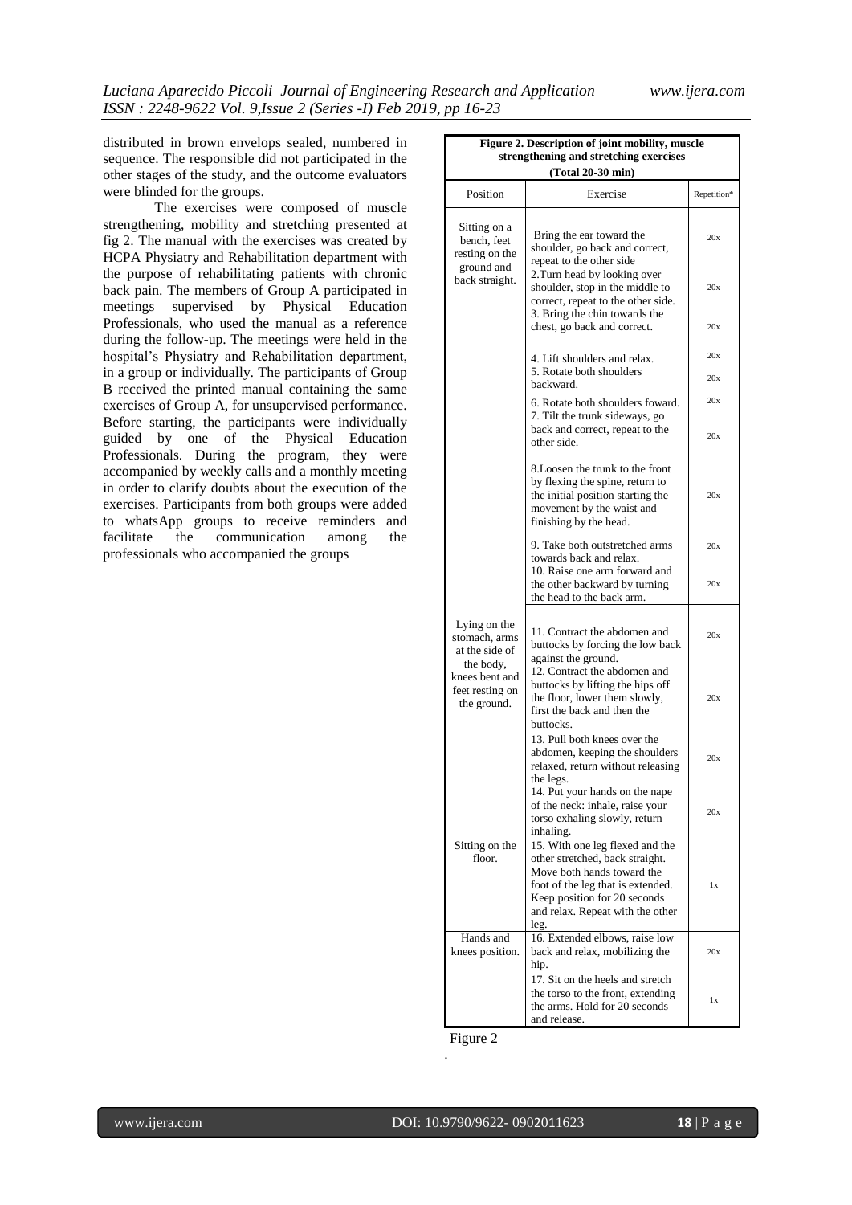distributed in brown envelops sealed, numbered in sequence. The responsible did not participated in the other stages of the study, and the outcome evaluators were blinded for the groups.

The exercises were composed of muscle strengthening, mobility and stretching presented at fig 2. The manual with the exercises was created by HCPA Physiatry and Rehabilitation department with the purpose of rehabilitating patients with chronic back pain. The members of Group A participated in meetings supervised by Physical Education Professionals, who used the manual as a reference during the follow-up. The meetings were held in the hospital's Physiatry and Rehabilitation department, in a group or individually. The participants of Group B received the printed manual containing the same exercises of Group A, for unsupervised performance. Before starting, the participants were individually guided by one of the Physical Education Professionals. During the program, they were accompanied by weekly calls and a monthly meeting in order to clarify doubts about the execution of the exercises. Participants from both groups were added to whatsApp groups to receive reminders and facilitate the communication among the professionals who accompanied the groups

**Figure 2. Description of joint mobility, muscle strengthening and stretching exercises (Total 20-30 min)**

| Position | Exercise | Repetition* |
|---|---|---|
| Sitting on a bench, feet resting on the ground and back straight. | Bring the ear toward the shoulder, go back and correct, repeat to the other side | 20x |
| | 2.Turn head by looking over shoulder, stop in the middle to correct, repeat to the other side. | 20x |
| | 3. Bring the chin towards the chest, go back and correct. | 20x |
| | 4. Lift shoulders and relax. | 20x |
| | 5. Rotate both shoulders backward. | 20x |
| | 6. Rotate both shoulders foward. | 20x |
| | 7. Tilt the trunk sideways, go back and correct, repeat to the other side. | 20x |
| | 8.Loosen the trunk to the front by flexing the spine, return to the initial position starting the movement by the waist and finishing by the head. | 20x |
| | 9. Take both outstretched arms towards back and relax. | 20x |
| | 10. Raise one arm forward and the other backward by turning the head to the back arm. | 20x |
| Lying on the stomach, arms at the side of the body, knees bent and feet resting on the ground. | 11. Contract the abdomen and buttocks by forcing the low back against the ground. | 20x |
| | 12. Contract the abdomen and buttocks by lifting the hips off the floor, lower them slowly, first the back and then the buttocks. | 20x |
| | 13. Pull both knees over the abdomen, keeping the shoulders relaxed, return without releasing the legs. | 20x |
| | 14. Put your hands on the nape of the neck: inhale, raise your torso exhaling slowly, return inhaling. | 20x |
| Sitting on the floor. | 15. With one leg flexed and the other stretched, back straight. Move both hands toward the foot of the leg that is extended. Keep position for 20 seconds and relax. Repeat with the other leg. | 1x |
| Hands and knees position. | 16. Extended elbows, raise low back and relax, mobilizing the hip. | 20x |
| | 17. Sit on the heels and stretch the torso to the front, extending the arms. Hold for 20 seconds and release. | 1x |

Figure 2

.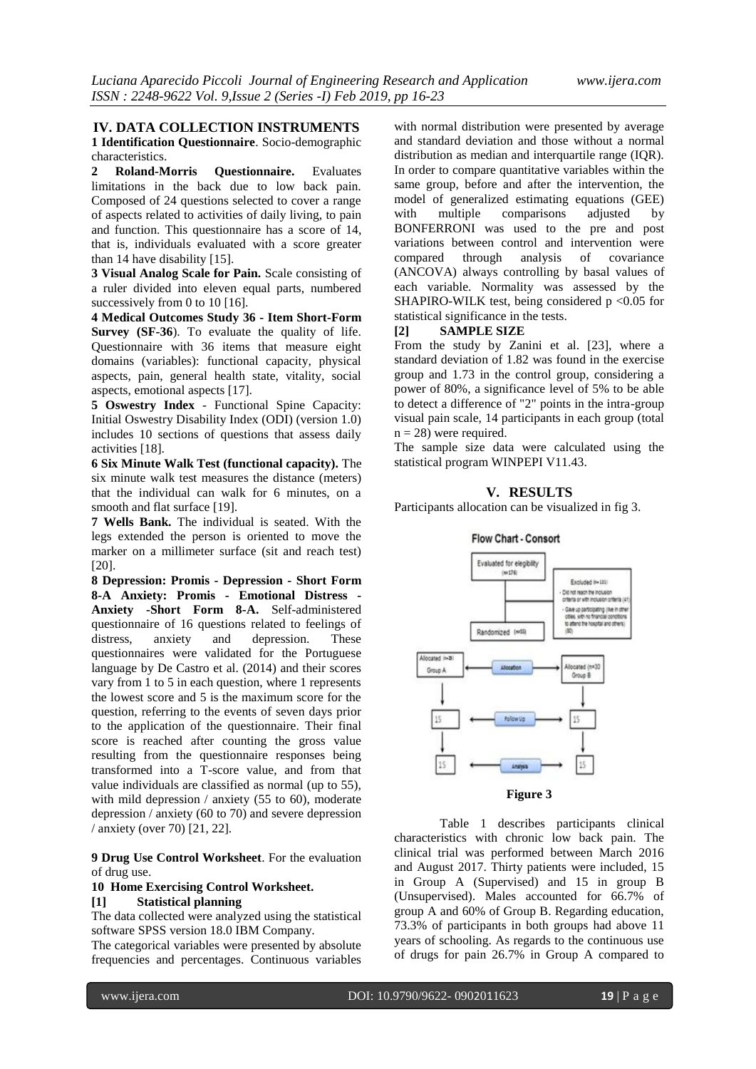## IV. DATA COLLECTION INSTRUMENTS

**1 Identification Questionnaire**. Socio-demographic characteristics.

**2 Roland-Morris Questionnaire.** Evaluates limitations in the back due to low back pain. Composed of 24 questions selected to cover a range of aspects related to activities of daily living, to pain and function. This questionnaire has a score of 14, that is, individuals evaluated with a score greater than 14 have disability [15].

**3 Visual Analog Scale for Pain.** Scale consisting of a ruler divided into eleven equal parts, numbered successively from 0 to 10 [16].

**4 Medical Outcomes Study 36 - Item Short-Form Survey (SF-36**). To evaluate the quality of life. Questionnaire with 36 items that measure eight domains (variables): functional capacity, physical aspects, pain, general health state, vitality, social aspects, emotional aspects [17].

**5 Oswestry Index** - Functional Spine Capacity: Initial Oswestry Disability Index (ODI) (version 1.0) includes 10 sections of questions that assess daily activities [18].

**6 Six Minute Walk Test (functional capacity).** The six minute walk test measures the distance (meters) that the individual can walk for 6 minutes, on a smooth and flat surface [19].

**7 Wells Bank.** The individual is seated. With the legs extended the person is oriented to move the marker on a millimeter surface (sit and reach test) [20].

**8 Depression: Promis - Depression - Short Form 8-A Anxiety: Promis - Emotional Distress - Anxiety -Short Form 8-A.** Self-administered questionnaire of 16 questions related to feelings of distress, anxiety and depression. These questionnaires were validated for the Portuguese language by De Castro et al. (2014) and their scores vary from 1 to 5 in each question, where 1 represents the lowest score and 5 is the maximum score for the question, referring to the events of seven days prior to the application of the questionnaire. Their final score is reached after counting the gross value resulting from the questionnaire responses being transformed into a T-score value, and from that value individuals are classified as normal (up to 55), with mild depression / anxiety (55 to 60), moderate depression / anxiety (60 to 70) and severe depression / anxiety (over 70) [21, 22].

**9 Drug Use Control Worksheet**. For the evaluation of drug use.

**10 Home Exercising Control Worksheet.**

### [1] Statistical planning

The data collected were analyzed using the statistical software SPSS version 18.0 IBM Company.

The categorical variables were presented by absolute frequencies and percentages. Continuous variables with normal distribution were presented by average and standard deviation and those without a normal distribution as median and interquartile range (IQR). In order to compare quantitative variables within the same group, before and after the intervention, the model of generalized estimating equations (GEE) with multiple comparisons adjusted by BONFERRONI was used to the pre and post variations between control and intervention were compared through analysis of covariance (ANCOVA) always controlling by basal values of each variable. Normality was assessed by the SHAPIRO-WILK test, being considered $p < 0.05$ for statistical significance in the tests.

### [2] SAMPLE SIZE

From the study by Zanini et al. [23], where a standard deviation of 1.82 was found in the exercise group and 1.73 in the control group, considering a power of 80%, a significance level of 5% to be able to detect a difference of "2" points in the intra-group visual pain scale, 14 participants in each group (total $n = 28$) were required.

The sample size data were calculated using the statistical program WINPEPI V11.43.

## V. RESULTS

Participants allocation can be visualized in fig 3.

Flow Chart - Consort

Evaluated for elegibility (n=176)

Excluded (n=121)
- Did not reach the inclusion criteria or with inclusion criteria (41)
- Gave up participating (live in other cities, with no financial conditions to attend the hospital and others) (80)

Randomized (n=55)

Allocated (n=25) Group A — Allocation — Allocated (n=30) Group B

15 — Follow Up — 15

15 — Analysis — 15

**Figure 3**

Table 1 describes participants clinical characteristics with chronic low back pain. The clinical trial was performed between March 2016 and August 2017. Thirty patients were included, 15 in Group A (Supervised) and 15 in group B (Unsupervised). Males accounted for 66.7% of group A and 60% of Group B. Regarding education, 73.3% of participants in both groups had above 11 years of schooling. As regards to the continuous use of drugs for pain 26.7% in Group A compared to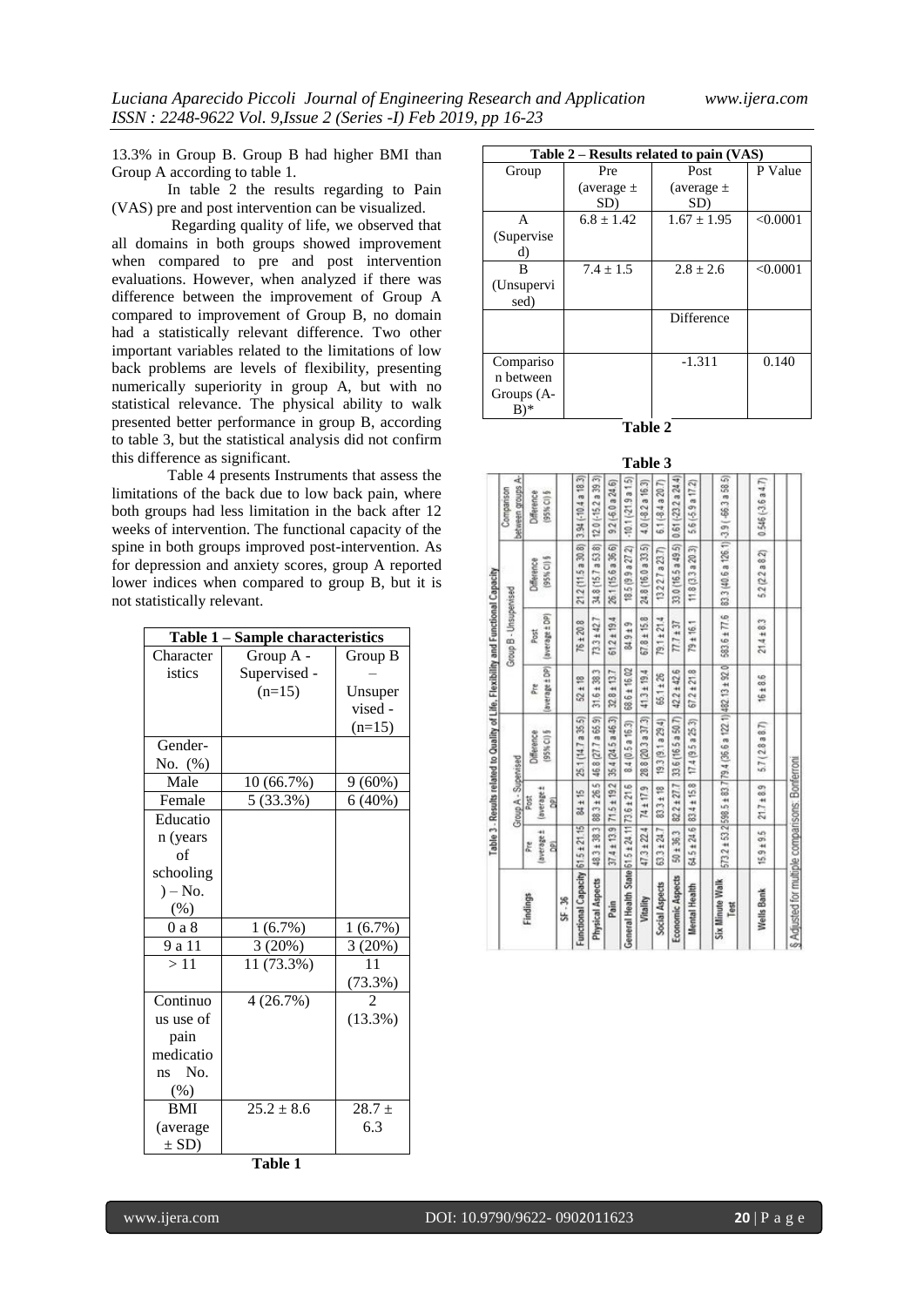13.3% in Group B. Group B had higher BMI than Group A according to table 1.

In table 2 the results regarding to Pain (VAS) pre and post intervention can be visualized.

Regarding quality of life, we observed that all domains in both groups showed improvement when compared to pre and post intervention evaluations. However, when analyzed if there was difference between the improvement of Group A compared to improvement of Group B, no domain had a statistically relevant difference. Two other important variables related to the limitations of low back problems are levels of flexibility, presenting numerically superiority in group A, but with no statistical relevance. The physical ability to walk presented better performance in group B, according to table 3, but the statistical analysis did not confirm this difference as significant.

Table 4 presents Instruments that assess the limitations of the back due to low back pain, where both groups had less limitation in the back after 12 weeks of intervention. The functional capacity of the spine in both groups improved post-intervention. As for depression and anxiety scores, group A reported lower indices when compared to group B, but it is not statistically relevant.

| Table 1 – Sample characteristics | | |
|---|---|---|
| Characteristics | Group A - Supervised - (n=15) | Group B – Unsupervised - (n=15) |
| Gender- No. (%) | | |
| Male | 10 (66.7%) | 9 (60%) |
| Female | 5 (33.3%) | 6 (40%) |
| Education (years of schooling) – No. (%) | | |
| 0 a 8 | 1 (6.7%) | 1 (6.7%) |
| 9 a 11 | 3 (20%) | 3 (20%) |
| > 11 | 11 (73.3%) | 11 (73.3%) |
| Continuous use of pain medications No. (%) | 4 (26.7%) | 2 (13.3%) |
| BMI (average ± SD) | 25.2 ± 8.6 | 28.7 ± 6.3 |

**Table 1**

| Table 2 – Results related to pain (VAS) | | | |
|---|---|---|---|
| Group | Pre (average ± SD) | Post (average ± SD) | P Value |
| A (Supervised) | 6.8 ± 1.42 | 1.67 ± 1.95 | <0.0001 |
| B (Unsupervised) | 7.4 ± 1.5 | 2.8 ± 2.6 | <0.0001 |
| | | Difference | |
| Comparison between Groups (A-B)* | | -1.311 | 0.140 |

**Table 2**

**Table 3**

| Table 3 - Results related to Quality of Life, Flexibility and Functional Capacity | | | | | | | |
|---|---|---|---|---|---|---|---|
| Findings | Group A - Supervised | | | Group B - Unsupervised | | | Comparison between groups A-B |
| | Pre (average ± DP) | Post (average ± DP) | Difference (95% CI) § | Pre (average ± DP) | Post (average ± DP) | Difference (95% CI) § | Difference (95% CI) § |
| SF - 36 | | | | | | | |
| Functional Capacity | 61.5 ± 21.15 | 84 ± 15 | 25.1 (14.7 a 35.5) | 52 ± 18 | 76 ± 20.8 | 21.2 (11.5 a 30.8) | 3.94 (-10.4 a 18.3) |
| Physical Aspects | 48.3 ± 38.3 | 88.3 ± 26.5 | 46.8 (27.7 a 65.9) | 31.6 ± 38.3 | 73.3 ± 42.7 | 34.8 (15.7 a 53.8) | 12.0 (-15.2 a 39.3) |
| Pain | 37.4 ± 13.9 | 71.5 ± 19.2 | 35.4 (24.5 a 46.3) | 32.8 ± 13.7 | 61.2 ± 19.4 | 26.1 (15.6 a 36.6) | 9.2 (-6.0 a 24.6) |
| General Health State | 61.5 ± 24.11 | 73.6 ± 21.6 | 8.4 (0.5 a 16.3) | 68.6 ± 16.02 | 84.9 ± 9 | 18.5 (9.9 a 27.2) | -10.1 (-21.9 a 1.5) |
| Vitality | 47.3 ± 22.4 | 74 ± 17.9 | 28.8 (20.3 a 37.3) | 41.3 ± 19.4 | 67.8 ± 15.8 | 24.8 (16.0 a 33.5) | 4.0 (-8.2 a 16.3) |
| Social Aspects | 63.3 ± 24.7 | 83.3 ± 18 | 19.3 (9.1 a 29.4) | 65.1 ± 26 | 79.1 ± 21.4 | 13.2 2.7 a 23.7) | 6.1 (-8.4 a 20.7) |
| Economic Aspects | 50 ± 36.3 | 82.2 ± 27.7 | 33.6 (16.5 a 50.7) | 42.2 ± 42.6 | 77.7 ± 37 | 33.0 (16.5 a 49.5) | 0.61 (-23.2 a 24.4) |
| Mental Health | 64.5 ± 24.6 | 83.4 ± 15.8 | 17.4 (9.5 a 25.3) | 67.2 ± 21.8 | 79 ± 16.1 | 11.8 (3.3 a 20.3) | 5.6 (-5.9 a 17.2) |
| Six Minute Walk Test | 573.2 ± 53.2 | 598.5 ± 83.7 | 79.4 (36.6 a 122.1) | 482.13 ± 92.0 | 583.6 ± 77.6 | 83.3 (40.6 a 126.1) | -3.9 (-66.3 a 58.5) |
| Wells Bank | 15.9 ± 9.5 | 21.7 ± 8.9 | 5.7 (2.8 a 8.7) | 16 ± 8.6 | 21.4 ± 8.3 | 5.2 (2.2 a 8.2) | 0.546 (-3.6 a 4.7) |

§ Adjusted for multiple comparisons: Bonferroni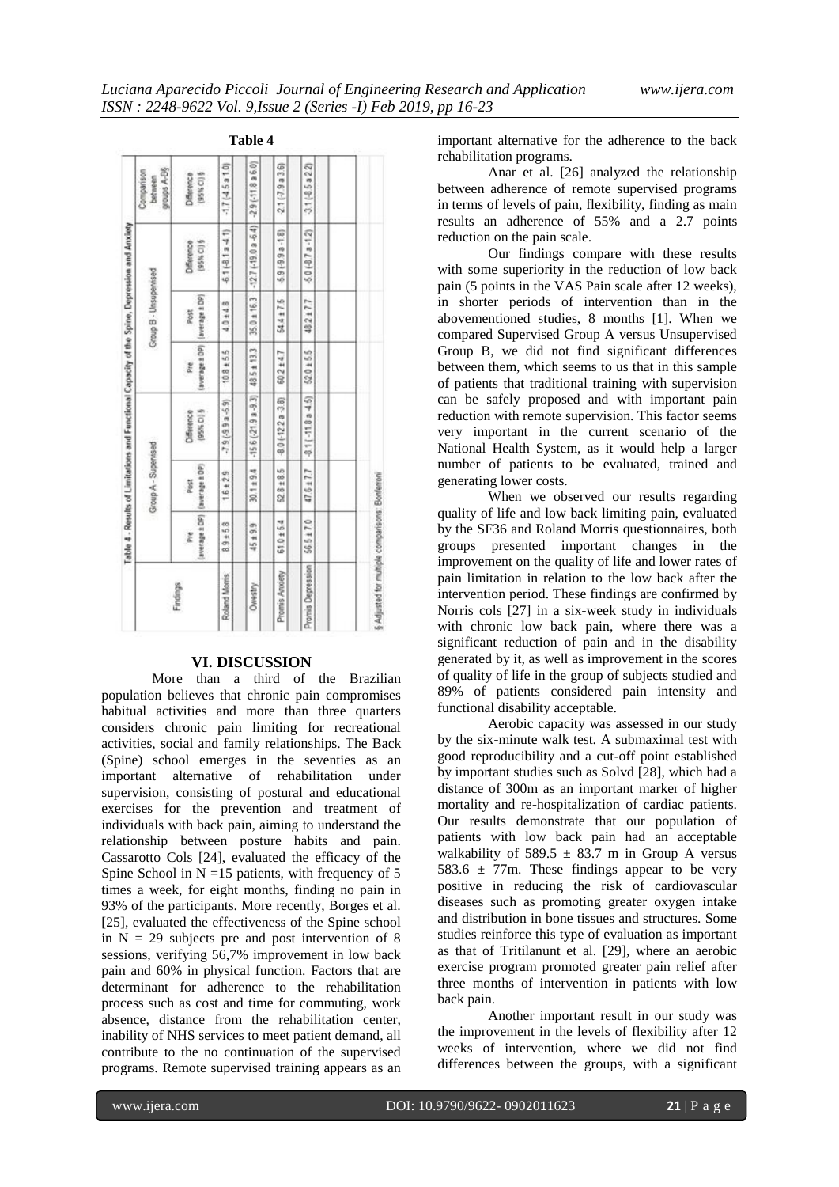**Table 4**

Table 4 - Results of Limitations and Functional Capacity of the Spine, Depression and Anxiety

| Findings | Group A - Supervised | | | Group B - Unsupervised | | | Comparison between groups A-B§ |
|---|---|---|---|---|---|---|---|
| | Pre (average ± DP) | Post (average ± DP) | Difference (95% CI) § | Pre (average ± DP) | Post (average ± DP) | Difference (95% CI) § | Difference (95% CI) § |
| Roland Morris | 8.9 ± 5.8 | 1.6 ± 2.9 | -7.9 (-9.9 a -5.9) | 10.8 ± 5.5 | 4.0 ± 4.8 | -6.1 (-8.1 a -4.1) | -1.7 (-4.5 a 1.0) |
| Owestry | 45 ± 9.9 | 30.1 ± 9.4 | -15.6 (-21.9 a -9.3) | 48.5 ± 13.3 | 35.0 ± 16.3 | -12.7 (-19.0 a -6.4) | -2.9 (-11.8 a 6.0) |
| Promis Anxiety | 61.0 ± 5.4 | 52.8 ± 8.5 | -8.0 (-12.2 a -3.8) | 60.2 ± 4.7 | 54.4 ± 7.5 | -5.9 (-9.9 a -1.8) | -2.1 (-7.9 a 3.6) |
| Promis Depression | 56.5 ± 7.0 | 47.6 ± 7.7 | -8.1 (-11.8 a -4.5) | 52.0 ± 5.5 | 48.2 ± 7.7 | -5.0 (-8.7 a -1.2) | -3.1 (-8.5 a 2.2) |

§ Adjusted for multiple comparisons: Bonferroni

## VI. DISCUSSION

More than a third of the Brazilian population believes that chronic pain compromises habitual activities and more than three quarters considers chronic pain limiting for recreational activities, social and family relationships. The Back (Spine) school emerges in the seventies as an important alternative of rehabilitation under supervision, consisting of postural and educational exercises for the prevention and treatment of individuals with back pain, aiming to understand the relationship between posture habits and pain. Cassarotto Cols [24], evaluated the efficacy of the Spine School in N =15 patients, with frequency of 5 times a week, for eight months, finding no pain in 93% of the participants. More recently, Borges et al. [25], evaluated the effectiveness of the Spine school in N = 29 subjects pre and post intervention of 8 sessions, verifying 56,7% improvement in low back pain and 60% in physical function. Factors that are determinant for adherence to the rehabilitation process such as cost and time for commuting, work absence, distance from the rehabilitation center, inability of NHS services to meet patient demand, all contribute to the no continuation of the supervised programs. Remote supervised training appears as an important alternative for the adherence to the back rehabilitation programs.

Anar et al. [26] analyzed the relationship between adherence of remote supervised programs in terms of levels of pain, flexibility, finding as main results an adherence of 55% and a 2.7 points reduction on the pain scale.

Our findings compare with these results with some superiority in the reduction of low back pain (5 points in the VAS Pain scale after 12 weeks), in shorter periods of intervention than in the abovementioned studies, 8 months [1]. When we compared Supervised Group A versus Unsupervised Group B, we did not find significant differences between them, which seems to us that in this sample of patients that traditional training with supervision can be safely proposed and with important pain reduction with remote supervision. This factor seems very important in the current scenario of the National Health System, as it would help a larger number of patients to be evaluated, trained and generating lower costs.

When we observed our results regarding quality of life and low back limiting pain, evaluated by the SF36 and Roland Morris questionnaires, both groups presented important changes in the improvement on the quality of life and lower rates of pain limitation in relation to the low back after the intervention period. These findings are confirmed by Norris cols [27] in a six-week study in individuals with chronic low back pain, where there was a significant reduction of pain and in the disability generated by it, as well as improvement in the scores of quality of life in the group of subjects studied and 89% of patients considered pain intensity and functional disability acceptable.

Aerobic capacity was assessed in our study by the six-minute walk test. A submaximal test with good reproducibility and a cut-off point established by important studies such as Solvd [28], which had a distance of 300m as an important marker of higher mortality and re-hospitalization of cardiac patients. Our results demonstrate that our population of patients with low back pain had an acceptable walkability of 589.5 ± 83.7 m in Group A versus 583.6 ± 77m. These findings appear to be very positive in reducing the risk of cardiovascular diseases such as promoting greater oxygen intake and distribution in bone tissues and structures. Some studies reinforce this type of evaluation as important as that of Tritilanunt et al. [29], where an aerobic exercise program promoted greater pain relief after three months of intervention in patients with low back pain.

Another important result in our study was the improvement in the levels of flexibility after 12 weeks of intervention, where we did not find differences between the groups, with a significant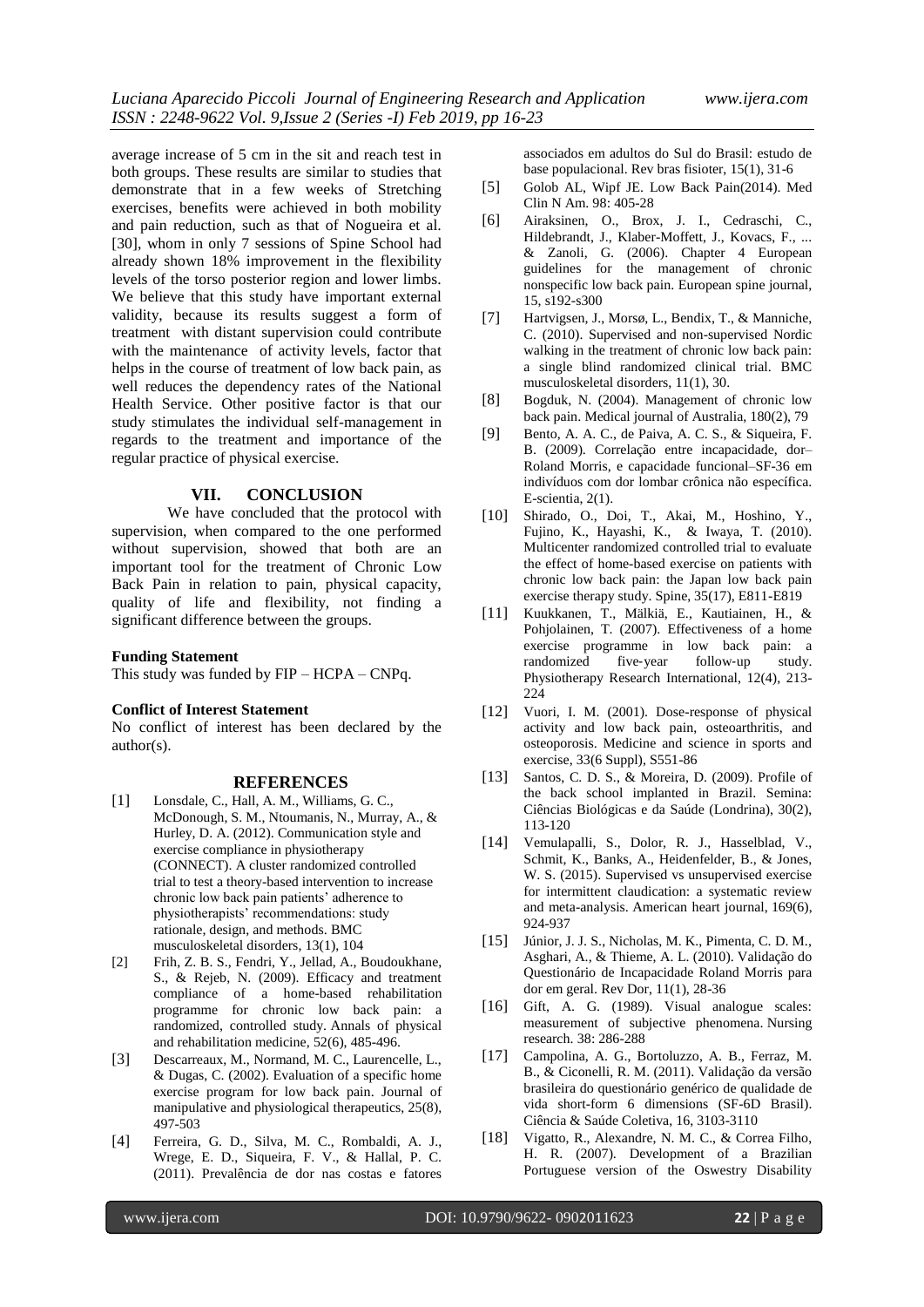average increase of 5 cm in the sit and reach test in both groups. These results are similar to studies that demonstrate that in a few weeks of Stretching exercises, benefits were achieved in both mobility and pain reduction, such as that of Nogueira et al. [30], whom in only 7 sessions of Spine School had already shown 18% improvement in the flexibility levels of the torso posterior region and lower limbs. We believe that this study have important external validity, because its results suggest a form of treatment with distant supervision could contribute with the maintenance of activity levels, factor that helps in the course of treatment of low back pain, as well reduces the dependency rates of the National Health Service. Other positive factor is that our study stimulates the individual self-management in regards to the treatment and importance of the regular practice of physical exercise.

## VII. CONCLUSION

We have concluded that the protocol with supervision, when compared to the one performed without supervision, showed that both are an important tool for the treatment of Chronic Low Back Pain in relation to pain, physical capacity, quality of life and flexibility, not finding a significant difference between the groups.

**Funding Statement**

This study was funded by FIP – HCPA – CNPq.

**Conflict of Interest Statement**

No conflict of interest has been declared by the author(s).

## REFERENCES

[1] Lonsdale, C., Hall, A. M., Williams, G. C., McDonough, S. M., Ntoumanis, N., Murray, A., & Hurley, D. A. (2012). Communication style and exercise compliance in physiotherapy (CONNECT). A cluster randomized controlled trial to test a theory-based intervention to increase chronic low back pain patients' adherence to physiotherapists' recommendations: study rationale, design, and methods. BMC musculoskeletal disorders, 13(1), 104

[2] Frih, Z. B. S., Fendri, Y., Jellad, A., Boudoukhane, S., & Rejeb, N. (2009). Efficacy and treatment compliance of a home-based rehabilitation programme for chronic low back pain: a randomized, controlled study. Annals of physical and rehabilitation medicine, 52(6), 485-496.

[3] Descarreaux, M., Normand, M. C., Laurencelle, L., & Dugas, C. (2002). Evaluation of a specific home exercise program for low back pain. Journal of manipulative and physiological therapeutics, 25(8), 497-503

[4] Ferreira, G. D., Silva, M. C., Rombaldi, A. J., Wrege, E. D., Siqueira, F. V., & Hallal, P. C. (2011). Prevalência de dor nas costas e fatores associados em adultos do Sul do Brasil: estudo de base populacional. Rev bras fisioter, 15(1), 31-6

[5] Golob AL, Wipf JE. Low Back Pain(2014). Med Clin N Am. 98: 405-28

[6] Airaksinen, O., Brox, J. I., Cedraschi, C., Hildebrandt, J., Klaber-Moffett, J., Kovacs, F., ... & Zanoli, G. (2006). Chapter 4 European guidelines for the management of chronic nonspecific low back pain. European spine journal, 15, s192-s300

[7] Hartvigsen, J., Morsø, L., Bendix, T., & Manniche, C. (2010). Supervised and non-supervised Nordic walking in the treatment of chronic low back pain: a single blind randomized clinical trial. BMC musculoskeletal disorders, 11(1), 30.

[8] Bogduk, N. (2004). Management of chronic low back pain. Medical journal of Australia, 180(2), 79

[9] Bento, A. A. C., de Paiva, A. C. S., & Siqueira, F. B. (2009). Correlação entre incapacidade, dor–Roland Morris, e capacidade funcional–SF-36 em indivíduos com dor lombar crônica não específica. E-scientia, 2(1).

[10] Shirado, O., Doi, T., Akai, M., Hoshino, Y., Fujino, K., Hayashi, K., & Iwaya, T. (2010). Multicenter randomized controlled trial to evaluate the effect of home-based exercise on patients with chronic low back pain: the Japan low back pain exercise therapy study. Spine, 35(17), E811-E819

[11] Kuukkanen, T., Mälkiä, E., Kautiainen, H., & Pohjolainen, T. (2007). Effectiveness of a home exercise programme in low back pain: a randomized five-year follow-up study. Physiotherapy Research International, 12(4), 213-224

[12] Vuori, I. M. (2001). Dose-response of physical activity and low back pain, osteoarthritis, and osteoporosis. Medicine and science in sports and exercise, 33(6 Suppl), S551-86

[13] Santos, C. D. S., & Moreira, D. (2009). Profile of the back school implanted in Brazil. Semina: Ciências Biológicas e da Saúde (Londrina), 30(2), 113-120

[14] Vemulapalli, S., Dolor, R. J., Hasselblad, V., Schmit, K., Banks, A., Heidenfelder, B., & Jones, W. S. (2015). Supervised vs unsupervised exercise for intermittent claudication: a systematic review and meta-analysis. American heart journal, 169(6), 924-937

[15] Júnior, J. J. S., Nicholas, M. K., Pimenta, C. D. M., Asghari, A., & Thieme, A. L. (2010). Validação do Questionário de Incapacidade Roland Morris para dor em geral. Rev Dor, 11(1), 28-36

[16] Gift, A. G. (1989). Visual analogue scales: measurement of subjective phenomena. Nursing research. 38: 286-288

[17] Campolina, A. G., Bortoluzzo, A. B., Ferraz, M. B., & Ciconelli, R. M. (2011). Validação da versão brasileira do questionário genérico de qualidade de vida short-form 6 dimensions (SF-6D Brasil). Ciência & Saúde Coletiva, 16, 3103-3110

[18] Vigatto, R., Alexandre, N. M. C., & Correa Filho, H. R. (2007). Development of a Brazilian Portuguese version of the Oswestry Disability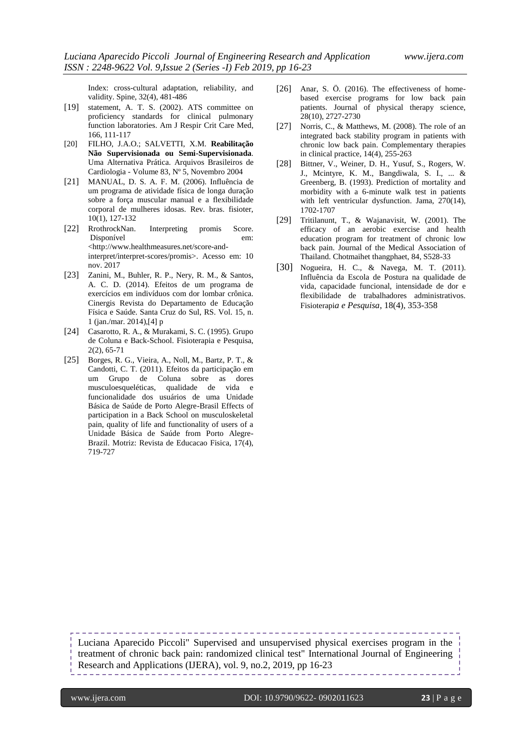Index: cross-cultural adaptation, reliability, and validity. Spine, 32(4), 481-486

[19] statement, A. T. S. (2002). ATS committee on proficiency standards for clinical pulmonary function laboratories. Am J Respir Crit Care Med, 166, 111-117

[20] FILHO, J.A.O.; SALVETTI, X.M. **Reabilitação Não Supervisionada ou Semi-Supervisionada**. Uma Alternativa Prática. Arquivos Brasileiros de Cardiologia - Volume 83, Nº 5, Novembro 2004

[21] MANUAL, D. S. A. F. M. (2006). Influência de um programa de atividade física de longa duração sobre a força muscular manual e a flexibilidade corporal de mulheres idosas. Rev. bras. fisioter, 10(1), 127-132

[22] RrothrockNan. Interpreting promis Score. Disponível em: <http://www.healthmeasures.net/score-and-interpret/interpret-scores/promis>. Acesso em: 10 nov. 2017

[23] Zanini, M., Buhler, R. P., Nery, R. M., & Santos, A. C. D. (2014). Efeitos de um programa de exercícios em indivíduos com dor lombar crônica. Cinergis Revista do Departamento de Educação Física e Saúde. Santa Cruz do Sul, RS. Vol. 15, n. 1 (jan./mar. 2014),[4] p

[24] Casarotto, R. A., & Murakami, S. C. (1995). Grupo de Coluna e Back-School. Fisioterapia e Pesquisa, 2(2), 65-71

[25] Borges, R. G., Vieira, A., Noll, M., Bartz, P. T., & Candotti, C. T. (2011). Efeitos da participação em um Grupo de Coluna sobre as dores musculoesqueléticas, qualidade de vida e funcionalidade dos usuários de uma Unidade Básica de Saúde de Porto Alegre-Brasil Effects of participation in a Back School on musculoskeletal pain, quality of life and functionality of users of a Unidade Básica de Saúde from Porto Alegre-Brazil. Motriz: Revista de Educacao Fisica, 17(4), 719-727

[26] Anar, S. Ö. (2016). The effectiveness of home-based exercise programs for low back pain patients. Journal of physical therapy science, 28(10), 2727-2730

[27] Norris, C., & Matthews, M. (2008). The role of an integrated back stability program in patients with chronic low back pain. Complementary therapies in clinical practice, 14(4), 255-263

[28] Bittner, V., Weiner, D. H., Yusuf, S., Rogers, W. J., Mcintyre, K. M., Bangdiwala, S. I., ... & Greenberg, B. (1993). Prediction of mortality and morbidity with a 6-minute walk test in patients with left ventricular dysfunction. Jama, 270(14), 1702-1707

[29] Tritilanunt, T., & Wajanavisit, W. (2001). The efficacy of an aerobic exercise and health education program for treatment of chronic low back pain. Journal of the Medical Association of Thailand. Chotmaihet thangphaet, 84, S528-33

[30] Nogueira, H. C., & Navega, M. T. (2011). Influência da Escola de Postura na qualidade de vida, capacidade funcional, intensidade de dor e flexibilidade de trabalhadores administrativos. Fisioterapi*a e Pesquisa*, 18(4), 353-358

Luciana Aparecido Piccoli" Supervised and unsupervised physical exercises program in the treatment of chronic back pain: randomized clinical test" International Journal of Engineering Research and Applications (IJERA), vol. 9, no.2, 2019, pp 16-23